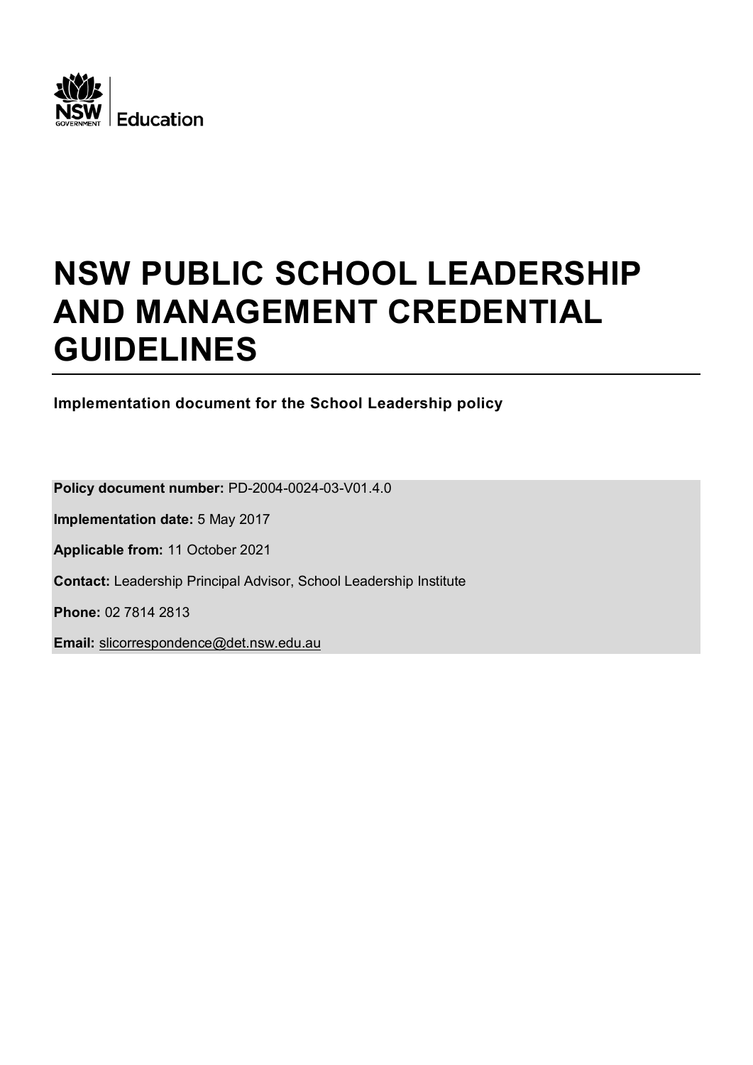NSW GOVERNMENT | Education

# NSW PUBLIC SCHOOL LEADERSHIP AND MANAGEMENT CREDENTIAL GUIDELINES

**Implementation document for the School Leadership policy**

**Policy document number:** PD-2004-0024-03-V01.4.0

**Implementation date:** 5 May 2017

**Applicable from:** 11 October 2021

**Contact:** Leadership Principal Advisor, School Leadership Institute

**Phone:** 02 7814 2813

**Email:** slicorrespondence@det.nsw.edu.au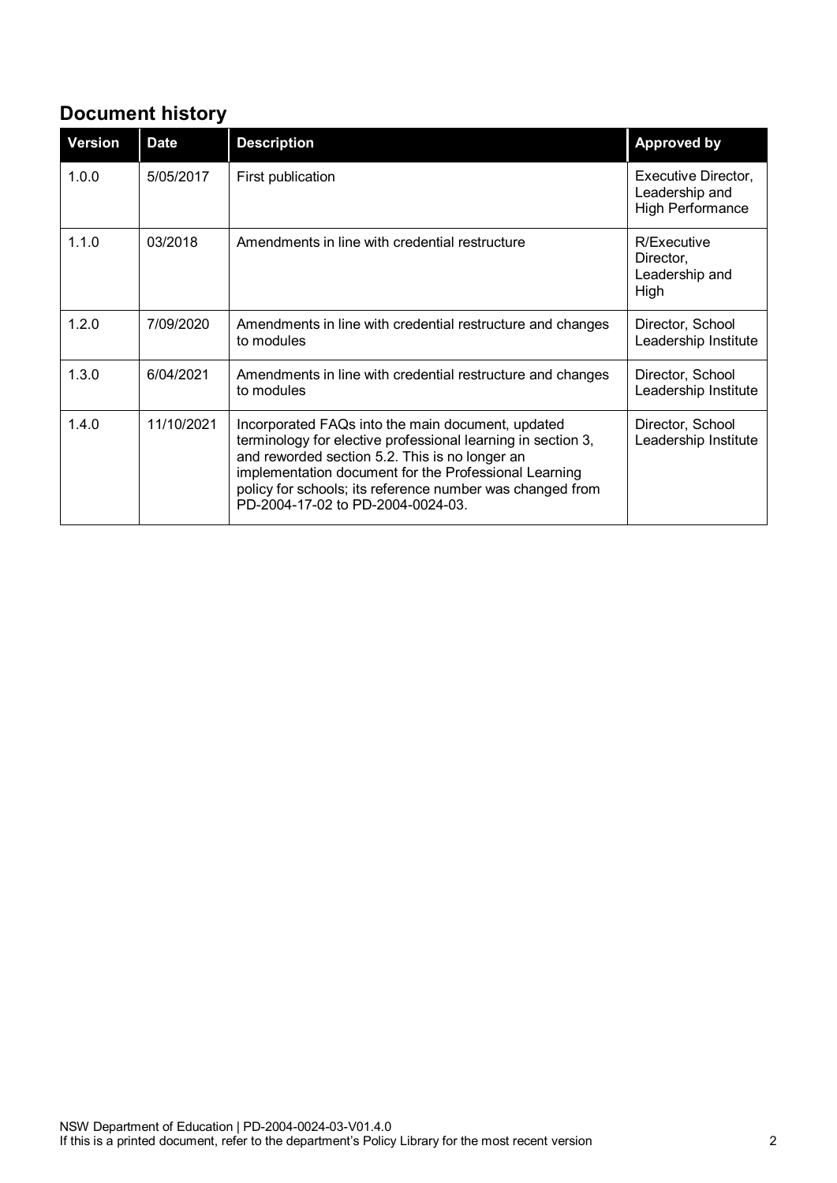## Document history

| Version | Date | Description | Approved by |
| --- | --- | --- | --- |
| 1.0.0 | 5/05/2017 | First publication | Executive Director, Leadership and High Performance |
| 1.1.0 | 03/2018 | Amendments in line with credential restructure | R/Executive Director, Leadership and High |
| 1.2.0 | 7/09/2020 | Amendments in line with credential restructure and changes to modules | Director, School Leadership Institute |
| 1.3.0 | 6/04/2021 | Amendments in line with credential restructure and changes to modules | Director, School Leadership Institute |
| 1.4.0 | 11/10/2021 | Incorporated FAQs into the main document, updated terminology for elective professional learning in section 3, and reworded section 5.2. This is no longer an implementation document for the Professional Learning policy for schools; its reference number was changed from PD-2004-17-02 to PD-2004-0024-03. | Director, School Leadership Institute |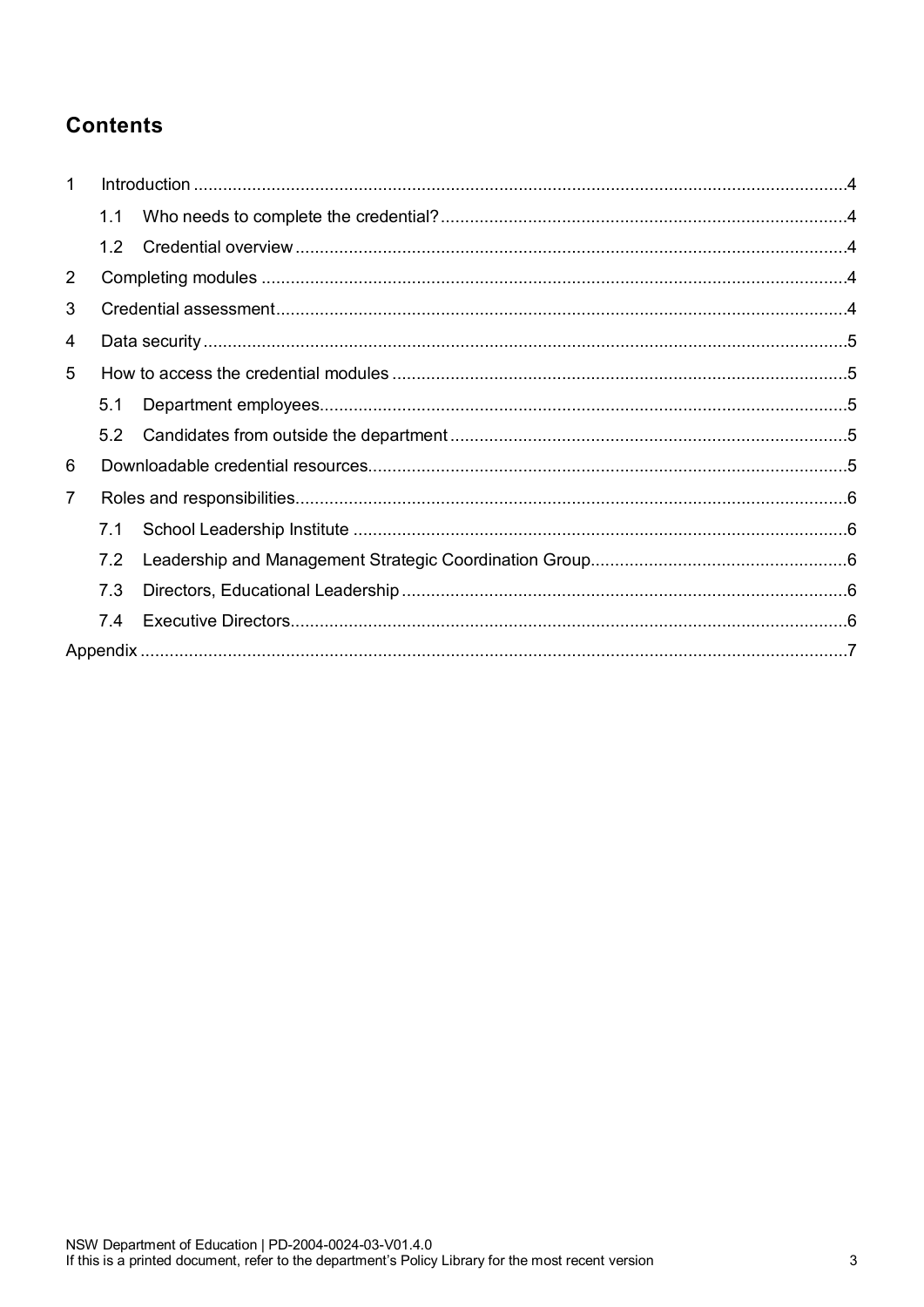## Contents

1 Introduction ....... 4

- 1.1 Who needs to complete the credential? ....... 4
- 1.2 Credential overview ....... 4

2 Completing modules ....... 4

3 Credential assessment ....... 4

4 Data security ....... 5

5 How to access the credential modules ....... 5

- 5.1 Department employees ....... 5
- 5.2 Candidates from outside the department ....... 5

6 Downloadable credential resources ....... 5

7 Roles and responsibilities ....... 6

- 7.1 School Leadership Institute ....... 6
- 7.2 Leadership and Management Strategic Coordination Group ....... 6
- 7.3 Directors, Educational Leadership ....... 6
- 7.4 Executive Directors ....... 6

Appendix ....... 7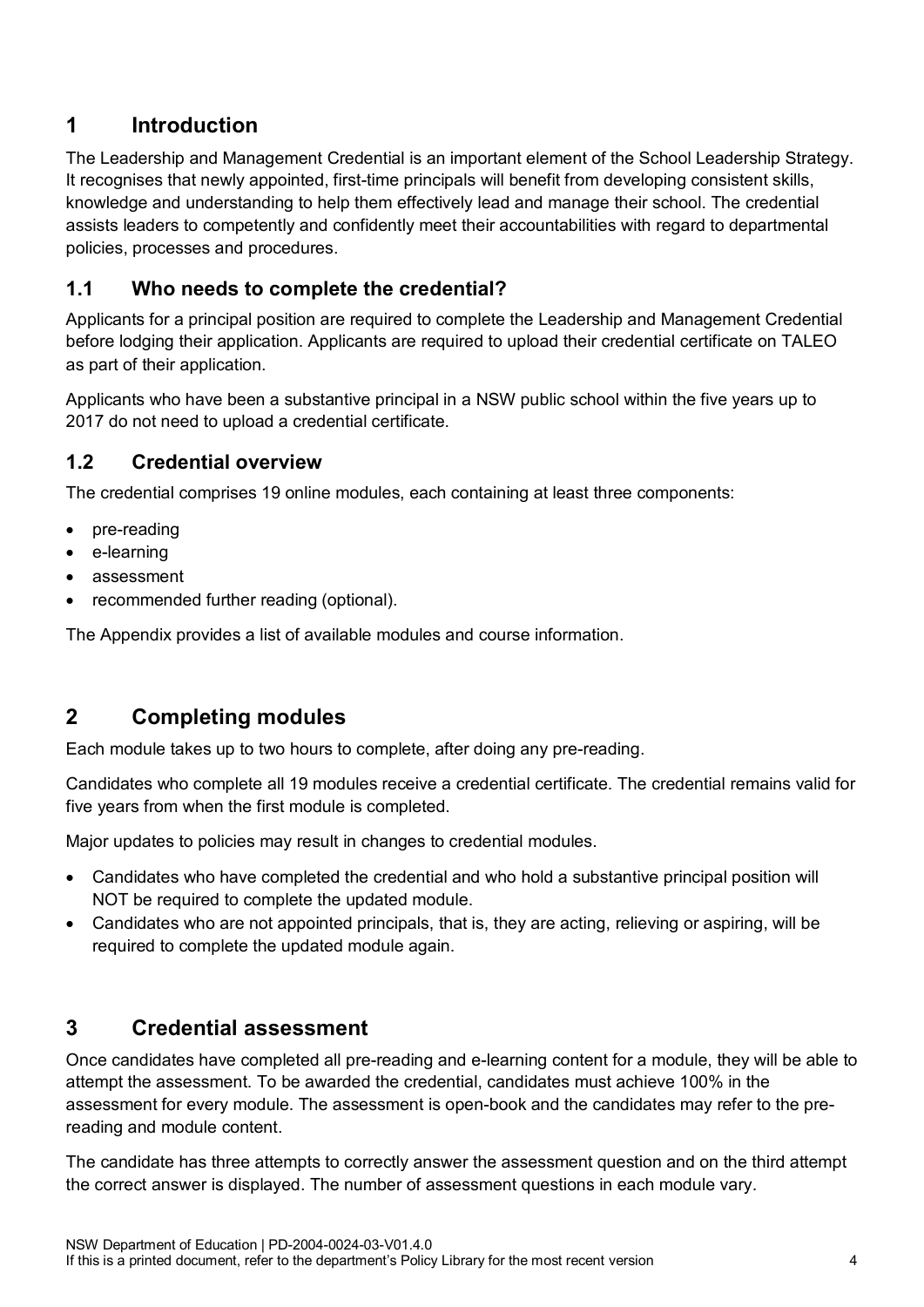## 1 Introduction

The Leadership and Management Credential is an important element of the School Leadership Strategy. It recognises that newly appointed, first-time principals will benefit from developing consistent skills, knowledge and understanding to help them effectively lead and manage their school. The credential assists leaders to competently and confidently meet their accountabilities with regard to departmental policies, processes and procedures.

### 1.1 Who needs to complete the credential?

Applicants for a principal position are required to complete the Leadership and Management Credential before lodging their application. Applicants are required to upload their credential certificate on TALEO as part of their application.

Applicants who have been a substantive principal in a NSW public school within the five years up to 2017 do not need to upload a credential certificate.

### 1.2 Credential overview

The credential comprises 19 online modules, each containing at least three components:

- pre-reading
- e-learning
- assessment
- recommended further reading (optional).

The Appendix provides a list of available modules and course information.

## 2 Completing modules

Each module takes up to two hours to complete, after doing any pre-reading.

Candidates who complete all 19 modules receive a credential certificate. The credential remains valid for five years from when the first module is completed.

Major updates to policies may result in changes to credential modules.

- Candidates who have completed the credential and who hold a substantive principal position will NOT be required to complete the updated module.
- Candidates who are not appointed principals, that is, they are acting, relieving or aspiring, will be required to complete the updated module again.

## 3 Credential assessment

Once candidates have completed all pre-reading and e-learning content for a module, they will be able to attempt the assessment. To be awarded the credential, candidates must achieve 100% in the assessment for every module. The assessment is open-book and the candidates may refer to the pre-reading and module content.

The candidate has three attempts to correctly answer the assessment question and on the third attempt the correct answer is displayed. The number of assessment questions in each module vary.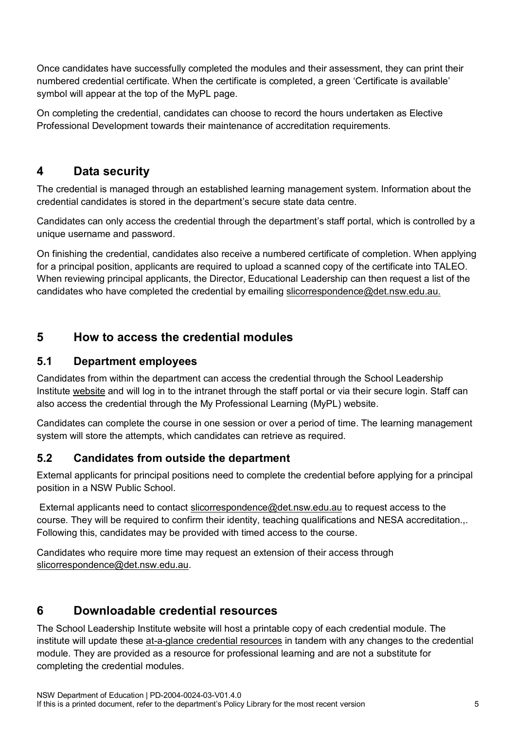Once candidates have successfully completed the modules and their assessment, they can print their numbered credential certificate. When the certificate is completed, a green 'Certificate is available' symbol will appear at the top of the MyPL page.

On completing the credential, candidates can choose to record the hours undertaken as Elective Professional Development towards their maintenance of accreditation requirements.

## 4 Data security

The credential is managed through an established learning management system. Information about the credential candidates is stored in the department's secure state data centre.

Candidates can only access the credential through the department's staff portal, which is controlled by a unique username and password.

On finishing the credential, candidates also receive a numbered certificate of completion. When applying for a principal position, applicants are required to upload a scanned copy of the certificate into TALEO. When reviewing principal applicants, the Director, Educational Leadership can then request a list of the candidates who have completed the credential by emailing slicorrespondence@det.nsw.edu.au.

## 5 How to access the credential modules

### 5.1 Department employees

Candidates from within the department can access the credential through the School Leadership Institute website and will log in to the intranet through the staff portal or via their secure login. Staff can also access the credential through the My Professional Learning (MyPL) website.

Candidates can complete the course in one session or over a period of time. The learning management system will store the attempts, which candidates can retrieve as required.

### 5.2 Candidates from outside the department

External applicants for principal positions need to complete the credential before applying for a principal position in a NSW Public School.

External applicants need to contact slicorrespondence@det.nsw.edu.au to request access to the course. They will be required to confirm their identity, teaching qualifications and NESA accreditation.,. Following this, candidates may be provided with timed access to the course.

Candidates who require more time may request an extension of their access through slicorrespondence@det.nsw.edu.au.

## 6 Downloadable credential resources

The School Leadership Institute website will host a printable copy of each credential module. The institute will update these at-a-glance credential resources in tandem with any changes to the credential module. They are provided as a resource for professional learning and are not a substitute for completing the credential modules.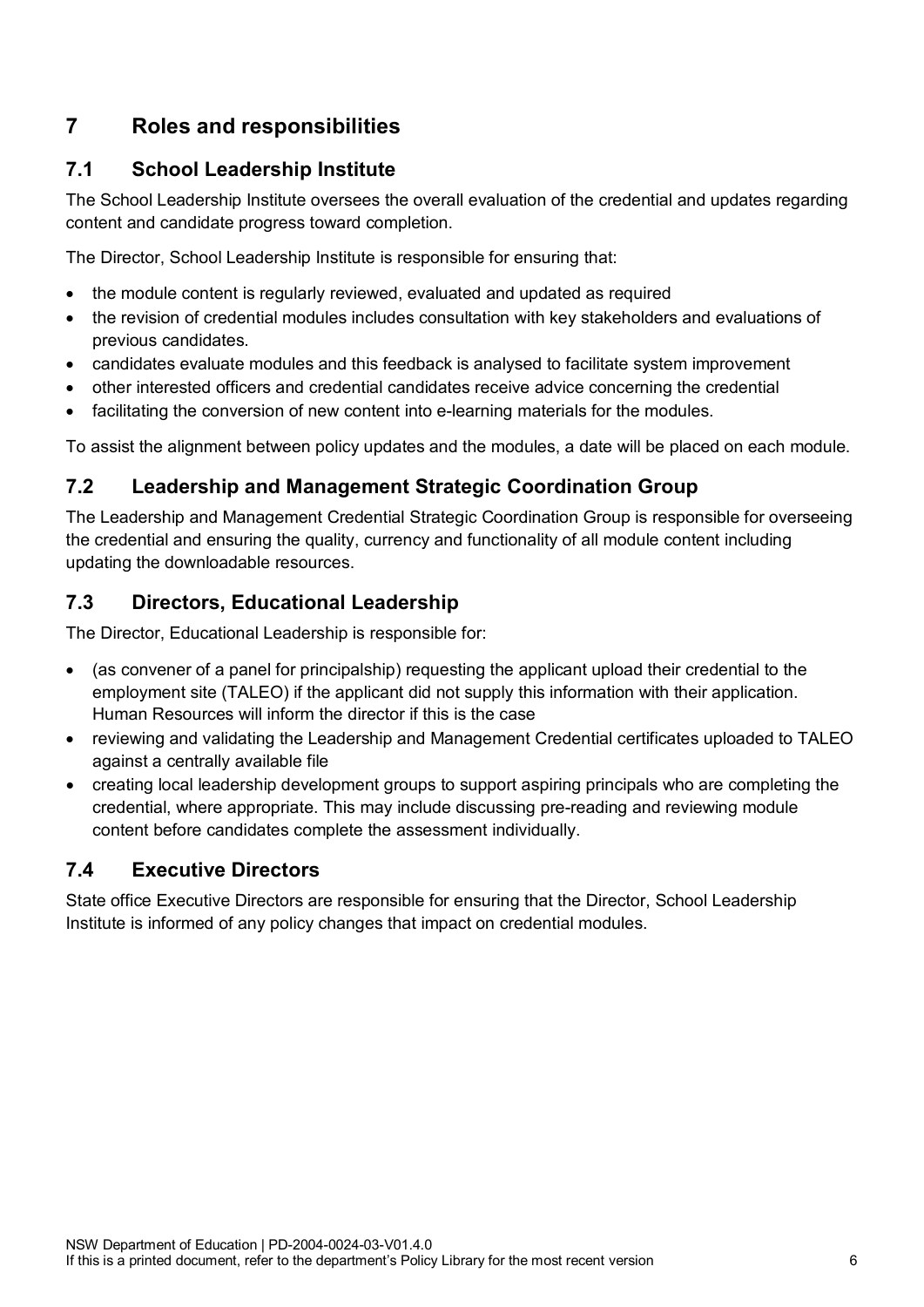## 7 Roles and responsibilities

### 7.1 School Leadership Institute

The School Leadership Institute oversees the overall evaluation of the credential and updates regarding content and candidate progress toward completion.

The Director, School Leadership Institute is responsible for ensuring that:

- the module content is regularly reviewed, evaluated and updated as required
- the revision of credential modules includes consultation with key stakeholders and evaluations of previous candidates.
- candidates evaluate modules and this feedback is analysed to facilitate system improvement
- other interested officers and credential candidates receive advice concerning the credential
- facilitating the conversion of new content into e-learning materials for the modules.

To assist the alignment between policy updates and the modules, a date will be placed on each module.

### 7.2 Leadership and Management Strategic Coordination Group

The Leadership and Management Credential Strategic Coordination Group is responsible for overseeing the credential and ensuring the quality, currency and functionality of all module content including updating the downloadable resources.

### 7.3 Directors, Educational Leadership

The Director, Educational Leadership is responsible for:

- (as convener of a panel for principalship) requesting the applicant upload their credential to the employment site (TALEO) if the applicant did not supply this information with their application. Human Resources will inform the director if this is the case
- reviewing and validating the Leadership and Management Credential certificates uploaded to TALEO against a centrally available file
- creating local leadership development groups to support aspiring principals who are completing the credential, where appropriate. This may include discussing pre-reading and reviewing module content before candidates complete the assessment individually.

### 7.4 Executive Directors

State office Executive Directors are responsible for ensuring that the Director, School Leadership Institute is informed of any policy changes that impact on credential modules.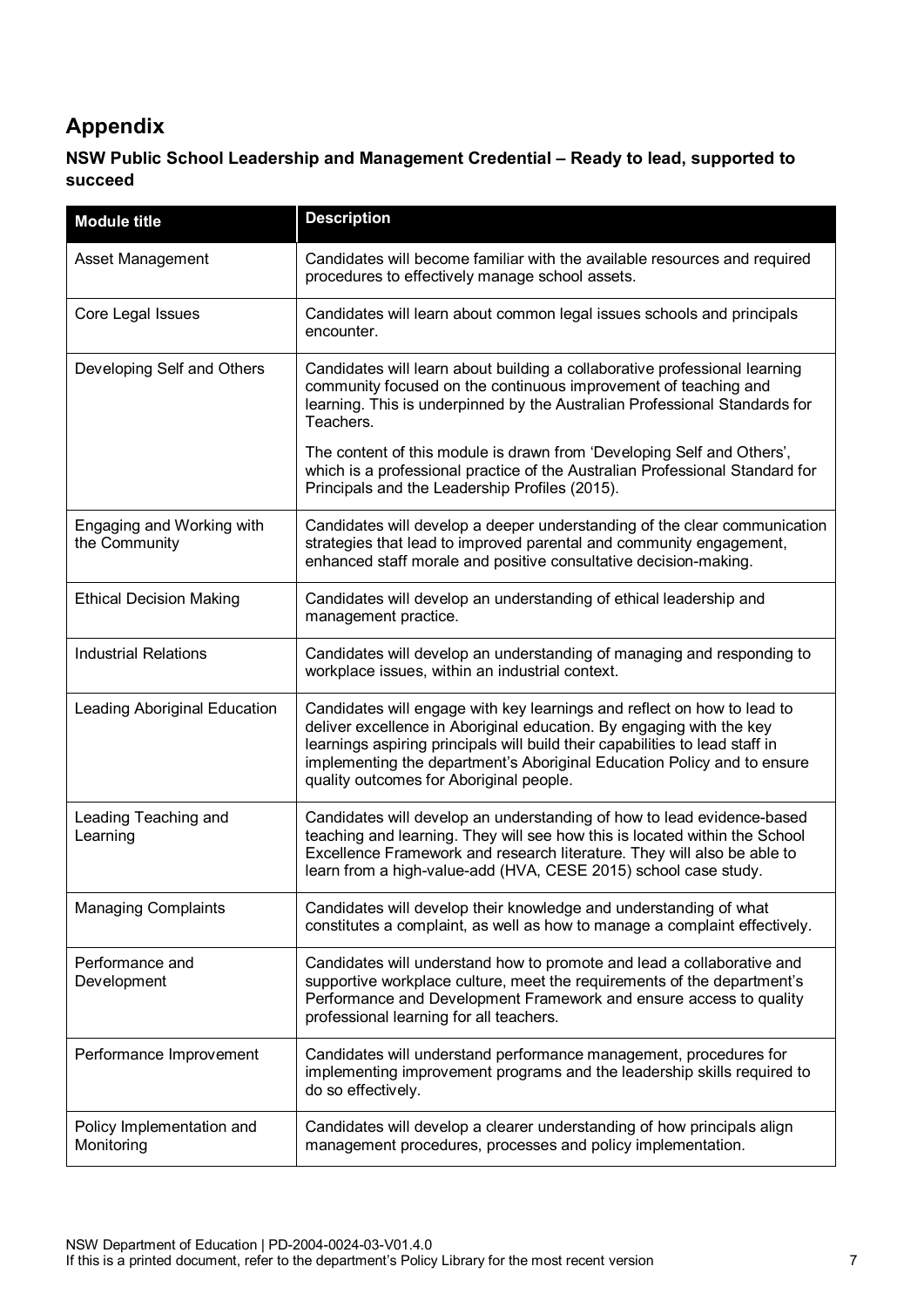## Appendix

### NSW Public School Leadership and Management Credential – Ready to lead, supported to succeed

| Module title | Description |
|---|---|
| Asset Management | Candidates will become familiar with the available resources and required procedures to effectively manage school assets. |
| Core Legal Issues | Candidates will learn about common legal issues schools and principals encounter. |
| Developing Self and Others | Candidates will learn about building a collaborative professional learning community focused on the continuous improvement of teaching and learning. This is underpinned by the Australian Professional Standards for Teachers.<br><br>The content of this module is drawn from 'Developing Self and Others', which is a professional practice of the Australian Professional Standard for Principals and the Leadership Profiles (2015). |
| Engaging and Working with the Community | Candidates will develop a deeper understanding of the clear communication strategies that lead to improved parental and community engagement, enhanced staff morale and positive consultative decision-making. |
| Ethical Decision Making | Candidates will develop an understanding of ethical leadership and management practice. |
| Industrial Relations | Candidates will develop an understanding of managing and responding to workplace issues, within an industrial context. |
| Leading Aboriginal Education | Candidates will engage with key learnings and reflect on how to lead to deliver excellence in Aboriginal education. By engaging with the key learnings aspiring principals will build their capabilities to lead staff in implementing the department's Aboriginal Education Policy and to ensure quality outcomes for Aboriginal people. |
| Leading Teaching and Learning | Candidates will develop an understanding of how to lead evidence-based teaching and learning. They will see how this is located within the School Excellence Framework and research literature. They will also be able to learn from a high-value-add (HVA, CESE 2015) school case study. |
| Managing Complaints | Candidates will develop their knowledge and understanding of what constitutes a complaint, as well as how to manage a complaint effectively. |
| Performance and Development | Candidates will understand how to promote and lead a collaborative and supportive workplace culture, meet the requirements of the department's Performance and Development Framework and ensure access to quality professional learning for all teachers. |
| Performance Improvement | Candidates will understand performance management, procedures for implementing improvement programs and the leadership skills required to do so effectively. |
| Policy Implementation and Monitoring | Candidates will develop a clearer understanding of how principals align management procedures, processes and policy implementation. |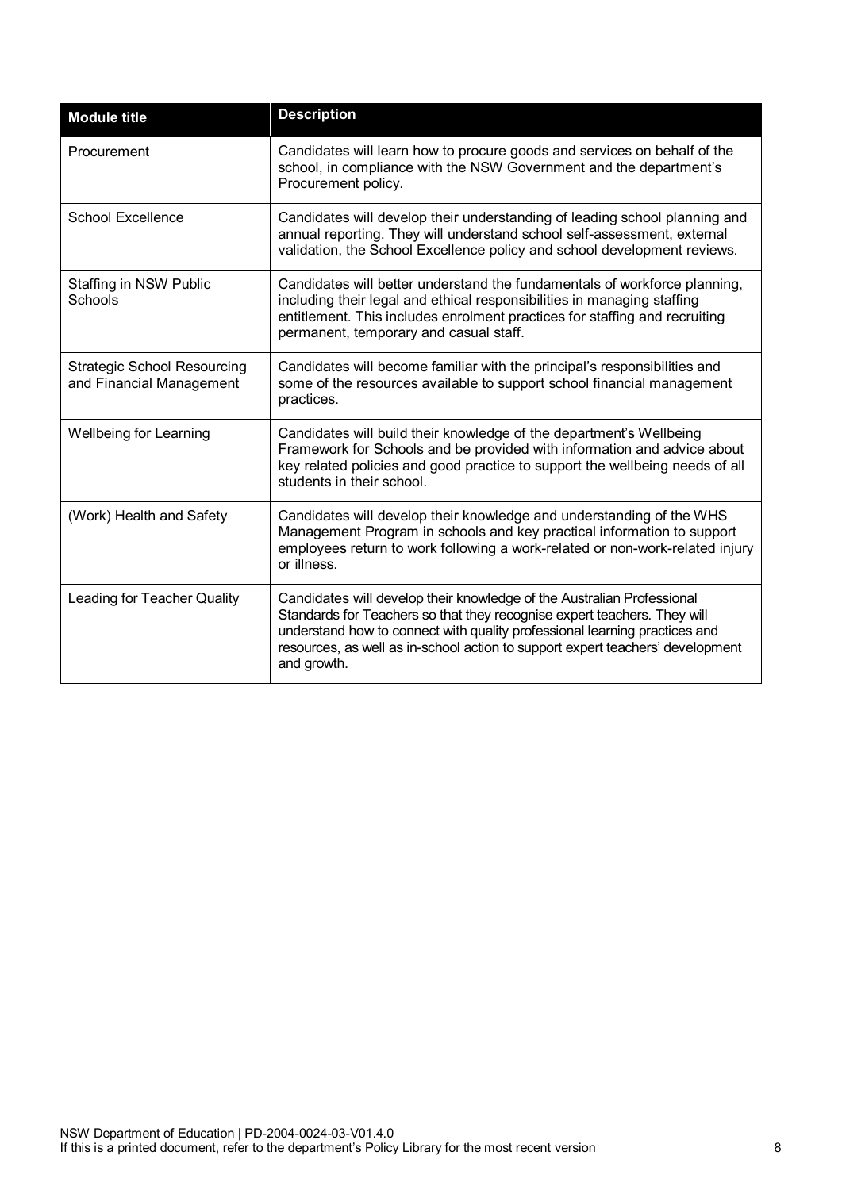| Module title | Description |
| --- | --- |
| Procurement | Candidates will learn how to procure goods and services on behalf of the school, in compliance with the NSW Government and the department's Procurement policy. |
| School Excellence | Candidates will develop their understanding of leading school planning and annual reporting. They will understand school self-assessment, external validation, the School Excellence policy and school development reviews. |
| Staffing in NSW Public Schools | Candidates will better understand the fundamentals of workforce planning, including their legal and ethical responsibilities in managing staffing entitlement. This includes enrolment practices for staffing and recruiting permanent, temporary and casual staff. |
| Strategic School Resourcing and Financial Management | Candidates will become familiar with the principal's responsibilities and some of the resources available to support school financial management practices. |
| Wellbeing for Learning | Candidates will build their knowledge of the department's Wellbeing Framework for Schools and be provided with information and advice about key related policies and good practice to support the wellbeing needs of all students in their school. |
| (Work) Health and Safety | Candidates will develop their knowledge and understanding of the WHS Management Program in schools and key practical information to support employees return to work following a work-related or non-work-related injury or illness. |
| Leading for Teacher Quality | Candidates will develop their knowledge of the Australian Professional Standards for Teachers so that they recognise expert teachers. They will understand how to connect with quality professional learning practices and resources, as well as in-school action to support expert teachers' development and growth. |